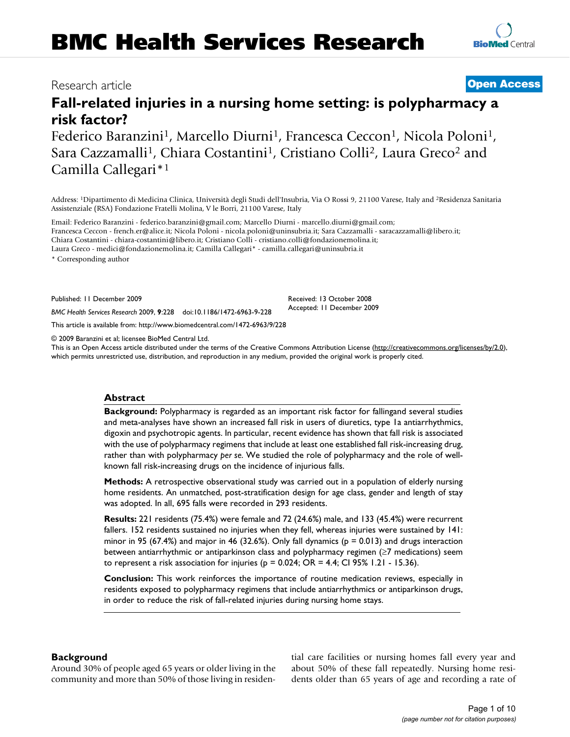# BMC Health Services Research

Research article

**Open Access**

## Fall-related injuries in a nursing home setting: is polypharmacy a risk factor?

Federico Baranzini[1], Marcello Diurni[1], Francesca Ceccon[1], Nicola Poloni[1], Sara Cazzamalli[1], Chiara Costantini[1], Cristiano Colli[2], Laura Greco[2] and Camilla Callegari*[1]

Address: [1]Dipartimento di Medicina Clinica, Università degli Studi dell'Insubria, Via O Rossi 9, 21100 Varese, Italy and [2]Residenza Sanitaria Assistenziale (RSA) Fondazione Fratelli Molina, V le Borri, 21100 Varese, Italy

Email: Federico Baranzini - federico.baranzini@gmail.com; Marcello Diurni - marcello.diurni@gmail.com; Francesca Ceccon - french.er@alice.it; Nicola Poloni - nicola.poloni@uninsubria.it; Sara Cazzamalli - saracazzamalli@libero.it; Chiara Costantini - chiara-costantini@libero.it; Cristiano Colli - cristiano.colli@fondazionemolina.it; Laura Greco - medici@fondazionemolina.it; Camilla Callegari* - camilla.callegari@uninsubria.it

\* Corresponding author

Published: 11 December 2009

*BMC Health Services Research* 2009, **9**:228 doi:10.1186/1472-6963-9-228

Received: 13 October 2008
Accepted: 11 December 2009

This article is available from: http://www.biomedcentral.com/1472-6963/9/228

© 2009 Baranzini et al; licensee BioMed Central Ltd.
This is an Open Access article distributed under the terms of the Creative Commons Attribution License (http://creativecommons.org/licenses/by/2.0), which permits unrestricted use, distribution, and reproduction in any medium, provided the original work is properly cited.

### Abstract

**Background:** Polypharmacy is regarded as an important risk factor for fallingand several studies and meta-analyses have shown an increased fall risk in users of diuretics, type 1a antiarrhythmics, digoxin and psychotropic agents. In particular, recent evidence has shown that fall risk is associated with the use of polypharmacy regimens that include at least one established fall risk-increasing drug, rather than with polypharmacy *per se*. We studied the role of polypharmacy and the role of well-known fall risk-increasing drugs on the incidence of injurious falls.

**Methods:** A retrospective observational study was carried out in a population of elderly nursing home residents. An unmatched, post-stratification design for age class, gender and length of stay was adopted. In all, 695 falls were recorded in 293 residents.

**Results:** 221 residents (75.4%) were female and 72 (24.6%) male, and 133 (45.4%) were recurrent fallers. 152 residents sustained no injuries when they fell, whereas injuries were sustained by 141: minor in 95 (67.4%) and major in 46 (32.6%). Only fall dynamics ($p = 0.013$) and drugs interaction between antiarrhythmic or antiparkinson class and polypharmacy regimen (≥7 medications) seem to represent a risk association for injuries ($p = 0.024$; OR = 4.4; CI 95% 1.21 - 15.36).

**Conclusion:** This work reinforces the importance of routine medication reviews, especially in residents exposed to polypharmacy regimens that include antiarrhythmics or antiparkinson drugs, in order to reduce the risk of fall-related injuries during nursing home stays.

### Background

Around 30% of people aged 65 years or older living in the community and more than 50% of those living in residential care facilities or nursing homes fall every year and about 50% of these fall repeatedly. Nursing home residents older than 65 years of age and recording a rate of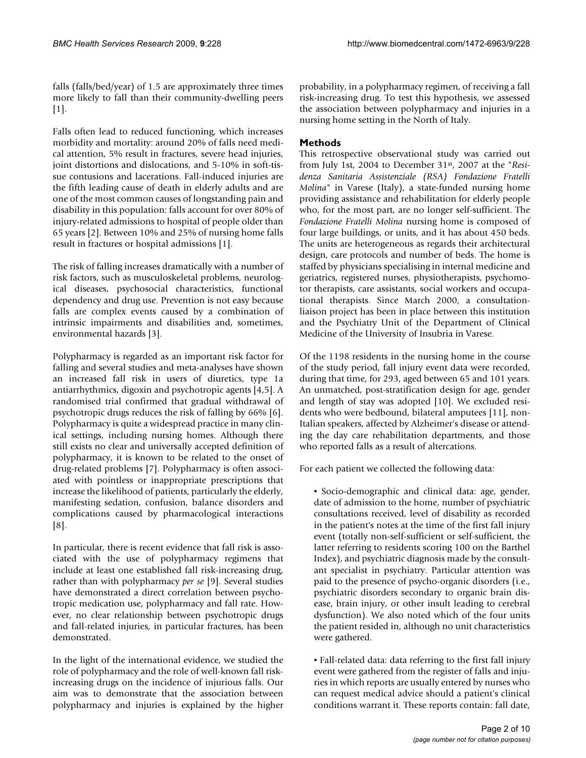falls (falls/bed/year) of 1.5 are approximately three times more likely to fall than their community-dwelling peers [1].

Falls often lead to reduced functioning, which increases morbidity and mortality: around 20% of falls need medical attention, 5% result in fractures, severe head injuries, joint distortions and dislocations, and 5-10% in soft-tissue contusions and lacerations. Fall-induced injuries are the fifth leading cause of death in elderly adults and are one of the most common causes of longstanding pain and disability in this population: falls account for over 80% of injury-related admissions to hospital of people older than 65 years [2]. Between 10% and 25% of nursing home falls result in fractures or hospital admissions [1].

The risk of falling increases dramatically with a number of risk factors, such as musculoskeletal problems, neurological diseases, psychosocial characteristics, functional dependency and drug use. Prevention is not easy because falls are complex events caused by a combination of intrinsic impairments and disabilities and, sometimes, environmental hazards [3].

Polypharmacy is regarded as an important risk factor for falling and several studies and meta-analyses have shown an increased fall risk in users of diuretics, type 1a antiarrhythmics, digoxin and psychotropic agents [4,5]. A randomised trial confirmed that gradual withdrawal of psychotropic drugs reduces the risk of falling by 66% [6]. Polypharmacy is quite a widespread practice in many clinical settings, including nursing homes. Although there still exists no clear and universally accepted definition of polypharmacy, it is known to be related to the onset of drug-related problems [7]. Polypharmacy is often associated with pointless or inappropriate prescriptions that increase the likelihood of patients, particularly the elderly, manifesting sedation, confusion, balance disorders and complications caused by pharmacological interactions [8].

In particular, there is recent evidence that fall risk is associated with the use of polypharmacy regimens that include at least one established fall risk-increasing drug, rather than with polypharmacy *per se* [9]. Several studies have demonstrated a direct correlation between psychotropic medication use, polypharmacy and fall rate. However, no clear relationship between psychotropic drugs and fall-related injuries, in particular fractures, has been demonstrated.

In the light of the international evidence, we studied the role of polypharmacy and the role of well-known fall risk-increasing drugs on the incidence of injurious falls. Our aim was to demonstrate that the association between polypharmacy and injuries is explained by the higher probability, in a polypharmacy regimen, of receiving a fall risk-increasing drug. To test this hypothesis, we assessed the association between polypharmacy and injuries in a nursing home setting in the North of Italy.

## Methods

This retrospective observational study was carried out from July 1st, 2004 to December 31st, 2007 at the "*Residenza Sanitaria Assistenziale (RSA) Fondazione Fratelli Molina*" in Varese (Italy), a state-funded nursing home providing assistance and rehabilitation for elderly people who, for the most part, are no longer self-sufficient. The *Fondazione Fratelli Molina* nursing home is composed of four large buildings, or units, and it has about 450 beds. The units are heterogeneous as regards their architectural design, care protocols and number of beds. The home is staffed by physicians specialising in internal medicine and geriatrics, registered nurses, physiotherapists, psychomotor therapists, care assistants, social workers and occupational therapists. Since March 2000, a consultation-liaison project has been in place between this institution and the Psychiatry Unit of the Department of Clinical Medicine of the University of Insubria in Varese.

Of the 1198 residents in the nursing home in the course of the study period, fall injury event data were recorded, during that time, for 293, aged between 65 and 101 years. An unmatched, post-stratification design for age, gender and length of stay was adopted [10]. We excluded residents who were bedbound, bilateral amputees [11], non-Italian speakers, affected by Alzheimer's disease or attending the day care rehabilitation departments, and those who reported falls as a result of altercations.

For each patient we collected the following data:

- Socio-demographic and clinical data: age, gender, date of admission to the home, number of psychiatric consultations received, level of disability as recorded in the patient's notes at the time of the first fall injury event (totally non-self-sufficient or self-sufficient, the latter referring to residents scoring 100 on the Barthel Index), and psychiatric diagnosis made by the consultant specialist in psychiatry. Particular attention was paid to the presence of psycho-organic disorders (i.e., psychiatric disorders secondary to organic brain disease, brain injury, or other insult leading to cerebral dysfunction). We also noted which of the four units the patient resided in, although no unit characteristics were gathered.

- Fall-related data: data referring to the first fall injury event were gathered from the register of falls and injuries in which reports are usually entered by nurses who can request medical advice should a patient's clinical conditions warrant it. These reports contain: fall date,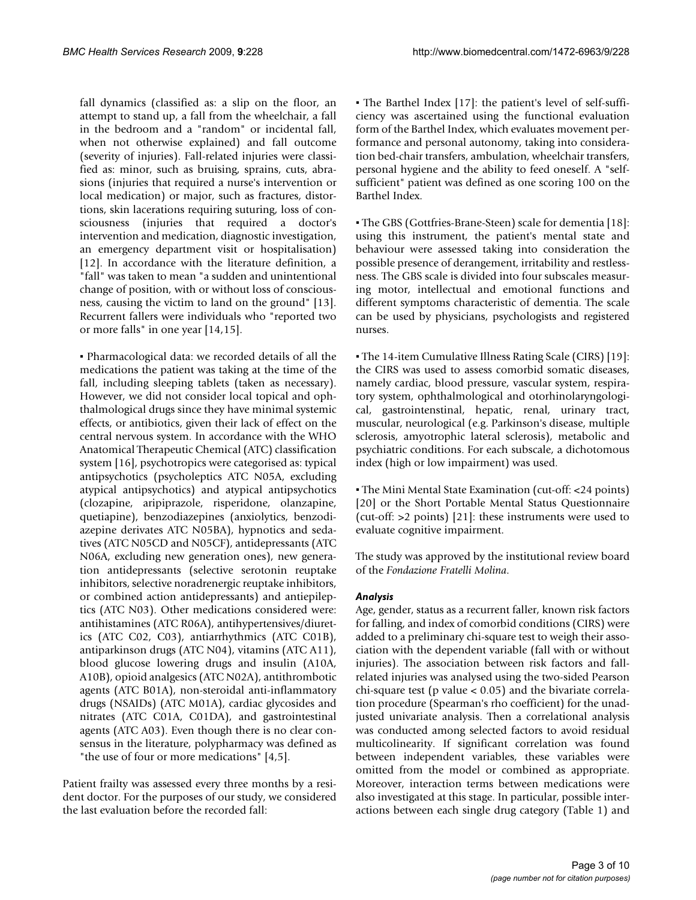fall dynamics (classified as: a slip on the floor, an attempt to stand up, a fall from the wheelchair, a fall in the bedroom and a "random" or incidental fall, when not otherwise explained) and fall outcome (severity of injuries). Fall-related injuries were classified as: minor, such as bruising, sprains, cuts, abrasions (injuries that required a nurse's intervention or local medication) or major, such as fractures, distortions, skin lacerations requiring suturing, loss of consciousness (injuries that required a doctor's intervention and medication, diagnostic investigation, an emergency department visit or hospitalisation) [12]. In accordance with the literature definition, a "fall" was taken to mean "a sudden and unintentional change of position, with or without loss of consciousness, causing the victim to land on the ground" [13]. Recurrent fallers were individuals who "reported two or more falls" in one year [14,15].

▪ Pharmacological data: we recorded details of all the medications the patient was taking at the time of the fall, including sleeping tablets (taken as necessary). However, we did not consider local topical and ophthalmological drugs since they have minimal systemic effects, or antibiotics, given their lack of effect on the central nervous system. In accordance with the WHO Anatomical Therapeutic Chemical (ATC) classification system [16], psychotropics were categorised as: typical antipsychotics (psycholeptics ATC N05A, excluding atypical antipsychotics) and atypical antipsychotics (clozapine, aripiprazole, risperidone, olanzapine, quetiapine), benzodiazepines (anxiolytics, benzodiazepine derivates ATC N05BA), hypnotics and sedatives (ATC N05CD and N05CF), antidepressants (ATC N06A, excluding new generation ones), new generation antidepressants (selective serotonin reuptake inhibitors, selective noradrenergic reuptake inhibitors, or combined action antidepressants) and antiepileptics (ATC N03). Other medications considered were: antihistamines (ATC R06A), antihypertensives/diuretics (ATC C02, C03), antiarrhythmics (ATC C01B), antiparkinson drugs (ATC N04), vitamins (ATC A11), blood glucose lowering drugs and insulin (A10A, A10B), opioid analgesics (ATC N02A), antithrombotic agents (ATC B01A), non-steroidal anti-inflammatory drugs (NSAIDs) (ATC M01A), cardiac glycosides and nitrates (ATC C01A, C01DA), and gastrointestinal agents (ATC A03). Even though there is no clear consensus in the literature, polypharmacy was defined as "the use of four or more medications" [4,5].

Patient frailty was assessed every three months by a resident doctor. For the purposes of our study, we considered the last evaluation before the recorded fall:

▪ The Barthel Index [17]: the patient's level of self-sufficiency was ascertained using the functional evaluation form of the Barthel Index, which evaluates movement performance and personal autonomy, taking into consideration bed-chair transfers, ambulation, wheelchair transfers, personal hygiene and the ability to feed oneself. A "self-sufficient" patient was defined as one scoring 100 on the Barthel Index.

▪ The GBS (Gottfries-Brane-Steen) scale for dementia [18]: using this instrument, the patient's mental state and behaviour were assessed taking into consideration the possible presence of derangement, irritability and restlessness. The GBS scale is divided into four subscales measuring motor, intellectual and emotional functions and different symptoms characteristic of dementia. The scale can be used by physicians, psychologists and registered nurses.

▪ The 14-item Cumulative Illness Rating Scale (CIRS) [19]: the CIRS was used to assess comorbid somatic diseases, namely cardiac, blood pressure, vascular system, respiratory system, ophthalmological and otorhinolaryngological, gastrointenstinal, hepatic, renal, urinary tract, muscular, neurological (e.g. Parkinson's disease, multiple sclerosis, amyotrophic lateral sclerosis), metabolic and psychiatric conditions. For each subscale, a dichotomous index (high or low impairment) was used.

▪ The Mini Mental State Examination (cut-off: <24 points) [20] or the Short Portable Mental Status Questionnaire (cut-off: >2 points) [21]: these instruments were used to evaluate cognitive impairment.

The study was approved by the institutional review board of the *Fondazione Fratelli Molina*.

### *Analysis*

Age, gender, status as a recurrent faller, known risk factors for falling, and index of comorbid conditions (CIRS) were added to a preliminary chi-square test to weigh their association with the dependent variable (fall with or without injuries). The association between risk factors and fall-related injuries was analysed using the two-sided Pearson chi-square test ($p$ value $< 0.05$) and the bivariate correlation procedure (Spearman's rho coefficient) for the unadjusted univariate analysis. Then a correlational analysis was conducted among selected factors to avoid residual multicolinearity. If significant correlation was found between independent variables, these variables were omitted from the model or combined as appropriate. Moreover, interaction terms between medications were also investigated at this stage. In particular, possible interactions between each single drug category (Table 1) and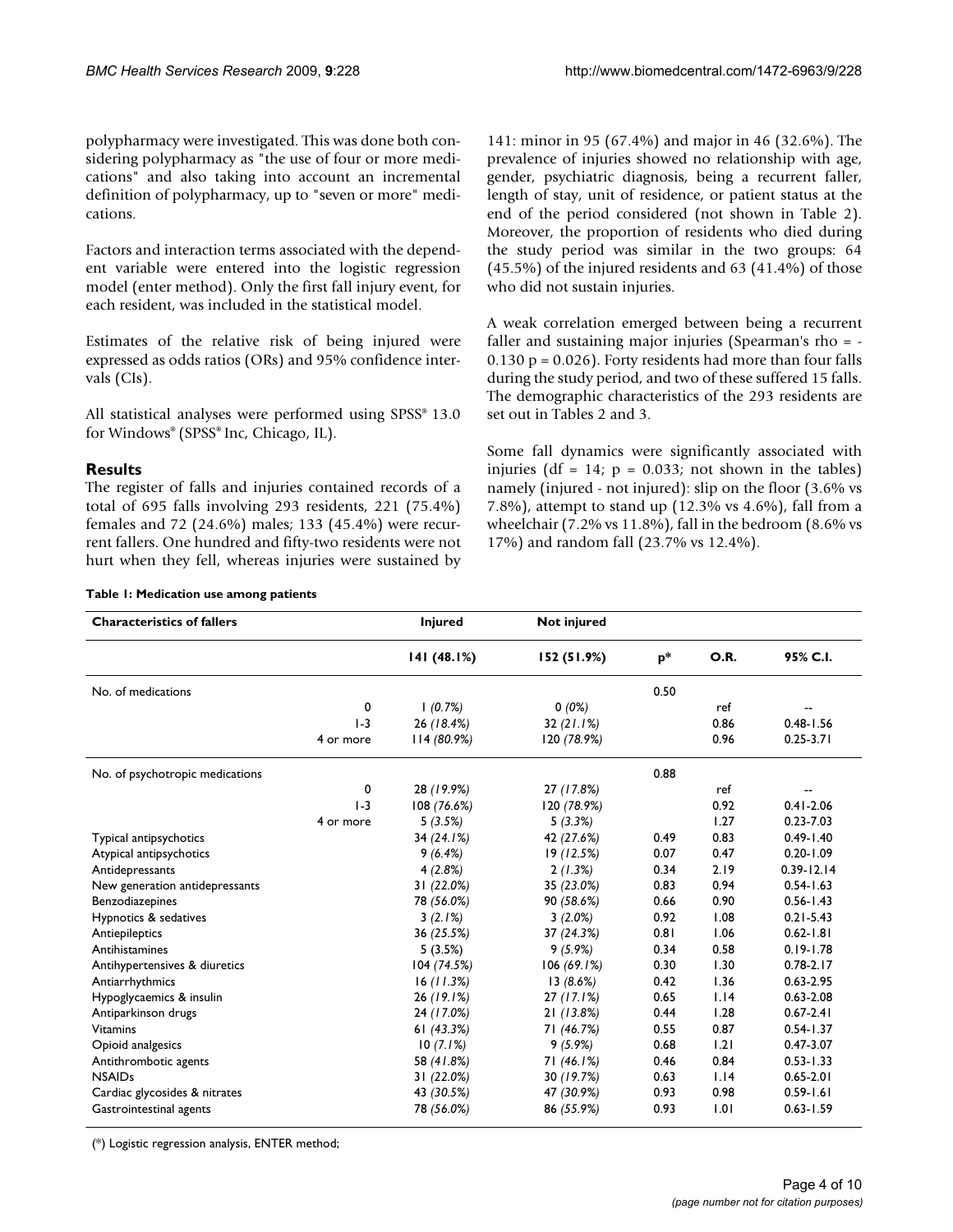polypharmacy were investigated. This was done both considering polypharmacy as "the use of four or more medications" and also taking into account an incremental definition of polypharmacy, up to "seven or more" medications.

Factors and interaction terms associated with the dependent variable were entered into the logistic regression model (enter method). Only the first fall injury event, for each resident, was included in the statistical model.

Estimates of the relative risk of being injured were expressed as odds ratios (ORs) and 95% confidence intervals (CIs).

All statistical analyses were performed using SPSS® 13.0 for Windows® (SPSS® Inc, Chicago, IL).

## Results

The register of falls and injuries contained records of a total of 695 falls involving 293 residents, 221 (75.4%) females and 72 (24.6%) males; 133 (45.4%) were recurrent fallers. One hundred and fifty-two residents were not hurt when they fell, whereas injuries were sustained by 141: minor in 95 (67.4%) and major in 46 (32.6%). The prevalence of injuries showed no relationship with age, gender, psychiatric diagnosis, being a recurrent faller, length of stay, unit of residence, or patient status at the end of the period considered (not shown in Table 2). Moreover, the proportion of residents who died during the study period was similar in the two groups: 64 (45.5%) of the injured residents and 63 (41.4%) of those who did not sustain injuries.

A weak correlation emerged between being a recurrent faller and sustaining major injuries (Spearman's rho = -0.130 p = 0.026). Forty residents had more than four falls during the study period, and two of these suffered 15 falls. The demographic characteristics of the 293 residents are set out in Tables 2 and 3.

Some fall dynamics were significantly associated with injuries (df = 14; p = 0.033; not shown in the tables) namely (injured - not injured): slip on the floor (3.6% vs 7.8%), attempt to stand up (12.3% vs 4.6%), fall from a wheelchair (7.2% vs 11.8%), fall in the bedroom (8.6% vs 17%) and random fall (23.7% vs 12.4%).

**Table 1: Medication use among patients**

| Characteristics of fallers | | Injured | Not injured | | | |
|---|---|---|---|---|---|---|
| | | 141 (48.1%) | 152 (51.9%) | p* | O.R. | 95% C.I. |
| No. of medications | | | | 0.50 | | |
| | 0 | 1 *(0.7%)* | 0 *(0%)* | | ref | -- |
| | 1-3 | 26 *(18.4%)* | 32 *(21.1%)* | | 0.86 | 0.48-1.56 |
| | 4 or more | 114 *(80.9%)* | 120 *(78.9%)* | | 0.96 | 0.25-3.71 |
| No. of psychotropic medications | | | | 0.88 | | |
| | 0 | 28 *(19.9%)* | 27 *(17.8%)* | | ref | -- |
| | 1-3 | 108 *(76.6%)* | 120 *(78.9%)* | | 0.92 | 0.41-2.06 |
| | 4 or more | 5 *(3.5%)* | 5 *(3.3%)* | | 1.27 | 0.23-7.03 |
| Typical antipsychotics | | 34 *(24.1%)* | 42 *(27.6%)* | 0.49 | 0.83 | 0.49-1.40 |
| Atypical antipsychotics | | 9 *(6.4%)* | 19 *(12.5%)* | 0.07 | 0.47 | 0.20-1.09 |
| Antidepressants | | 4 *(2.8%)* | 2 *(1.3%)* | 0.34 | 2.19 | 0.39-12.14 |
| New generation antidepressants | | 31 *(22.0%)* | 35 *(23.0%)* | 0.83 | 0.94 | 0.54-1.63 |
| Benzodiazepines | | 78 *(56.0%)* | 90 *(58.6%)* | 0.66 | 0.90 | 0.56-1.43 |
| Hypnotics & sedatives | | 3 *(2.1%)* | 3 *(2.0%)* | 0.92 | 1.08 | 0.21-5.43 |
| Antiepileptics | | 36 *(25.5%)* | 37 *(24.3%)* | 0.81 | 1.06 | 0.62-1.81 |
| Antihistamines | | 5 *(3.5%)* | 9 *(5.9%)* | 0.34 | 0.58 | 0.19-1.78 |
| Antihypertensives & diuretics | | 104 *(74.5%)* | 106 *(69.1%)* | 0.30 | 1.30 | 0.78-2.17 |
| Antiarrhythmics | | 16 *(11.3%)* | 13 *(8.6%)* | 0.42 | 1.36 | 0.63-2.95 |
| Hypoglycaemics & insulin | | 26 *(19.1%)* | 27 *(17.1%)* | 0.65 | 1.14 | 0.63-2.08 |
| Antiparkinson drugs | | 24 *(17.0%)* | 21 *(13.8%)* | 0.44 | 1.28 | 0.67-2.41 |
| Vitamins | | 61 *(43.3%)* | 71 *(46.7%)* | 0.55 | 0.87 | 0.54-1.37 |
| Opioid analgesics | | 10 *(7.1%)* | 9 *(5.9%)* | 0.68 | 1.21 | 0.47-3.07 |
| Antithrombotic agents | | 58 *(41.8%)* | 71 *(46.1%)* | 0.46 | 0.84 | 0.53-1.33 |
| NSAIDs | | 31 *(22.0%)* | 30 *(19.7%)* | 0.63 | 1.14 | 0.65-2.01 |
| Cardiac glycosides & nitrates | | 43 *(30.5%)* | 47 *(30.9%)* | 0.93 | 0.98 | 0.59-1.61 |
| Gastrointestinal agents | | 78 *(56.0%)* | 86 *(55.9%)* | 0.93 | 1.01 | 0.63-1.59 |

(*) Logistic regression analysis, ENTER method;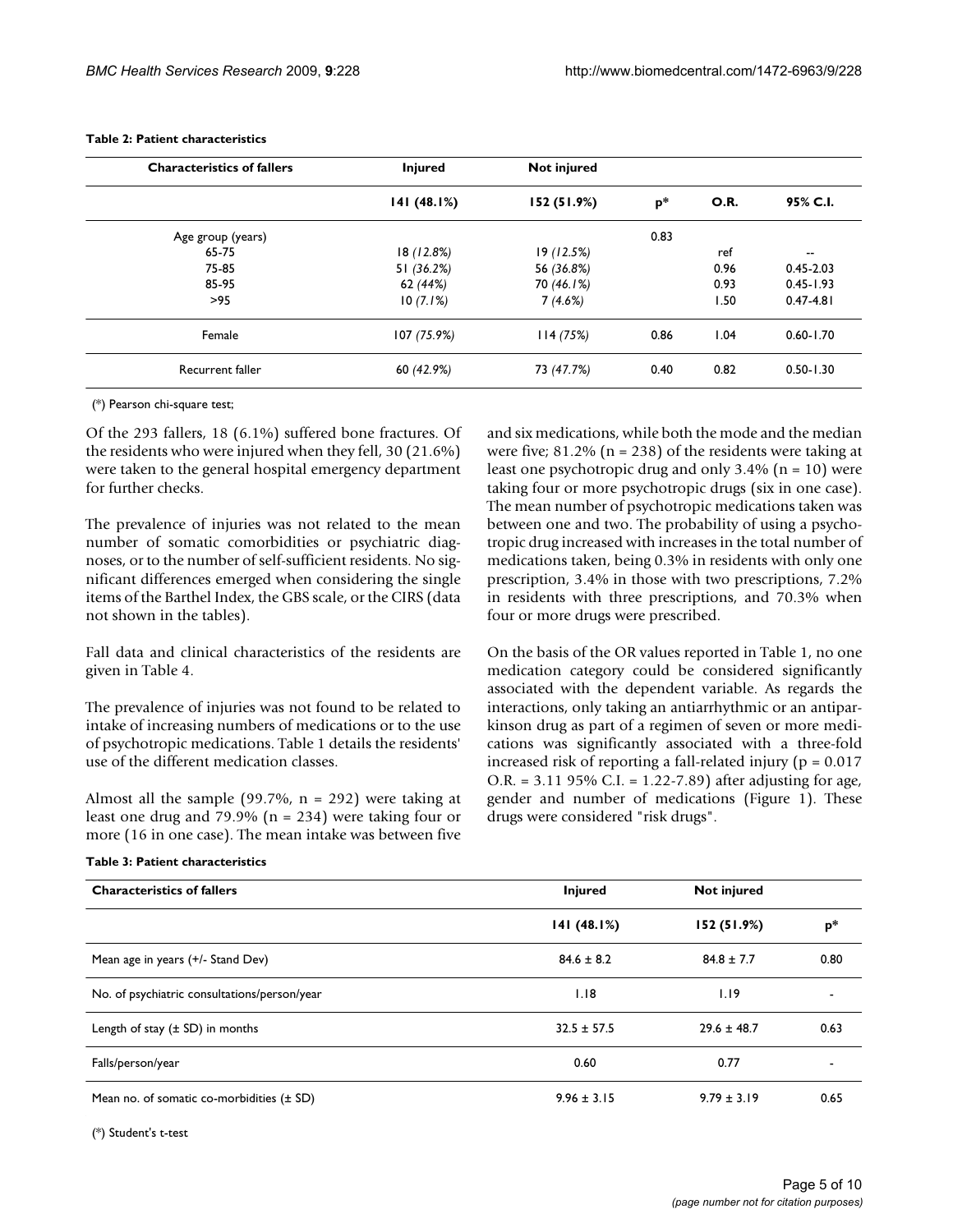**Table 2: Patient characteristics**

| Characteristics of fallers | Injured | Not injured | | | |
|---|---|---|---|---|---|
| | 141 (48.1%) | 152 (51.9%) | p* | O.R. | 95% C.I. |
| Age group (years) | | | 0.83 | | |
| 65-75 | 18 *(12.8%)* | 19 *(12.5%)* | | ref | -- |
| 75-85 | 51 *(36.2%)* | 56 *(36.8%)* | | 0.96 | 0.45-2.03 |
| 85-95 | 62 *(44%)* | 70 *(46.1%)* | | 0.93 | 0.45-1.93 |
| >95 | 10 *(7.1%)* | 7 *(4.6%)* | | 1.50 | 0.47-4.81 |
| Female | 107 *(75.9%)* | 114 *(75%)* | 0.86 | 1.04 | 0.60-1.70 |
| Recurrent faller | 60 *(42.9%)* | 73 *(47.7%)* | 0.40 | 0.82 | 0.50-1.30 |

(*) Pearson chi-square test;

Of the 293 fallers, 18 (6.1%) suffered bone fractures. Of the residents who were injured when they fell, 30 (21.6%) were taken to the general hospital emergency department for further checks.

The prevalence of injuries was not related to the mean number of somatic comorbidities or psychiatric diagnoses, or to the number of self-sufficient residents. No significant differences emerged when considering the single items of the Barthel Index, the GBS scale, or the CIRS (data not shown in the tables).

Fall data and clinical characteristics of the residents are given in Table 4.

The prevalence of injuries was not found to be related to intake of increasing numbers of medications or to the use of psychotropic medications. Table 1 details the residents' use of the different medication classes.

Almost all the sample (99.7%, n = 292) were taking at least one drug and 79.9% (n = 234) were taking four or more (16 in one case). The mean intake was between five and six medications, while both the mode and the median were five; 81.2% (n = 238) of the residents were taking at least one psychotropic drug and only 3.4% (n = 10) were taking four or more psychotropic drugs (six in one case). The mean number of psychotropic medications taken was between one and two. The probability of using a psychotropic drug increased with increases in the total number of medications taken, being 0.3% in residents with only one prescription, 3.4% in those with two prescriptions, 7.2% in residents with three prescriptions, and 70.3% when four or more drugs were prescribed.

On the basis of the OR values reported in Table 1, no one medication category could be considered significantly associated with the dependent variable. As regards the interactions, only taking an antiarrhythmic or an antiparkinson drug as part of a regimen of seven or more medications was significantly associated with a three-fold increased risk of reporting a fall-related injury ($p = 0.017$ O.R. = 3.11 95% C.I. = 1.22-7.89) after adjusting for age, gender and number of medications (Figure 1). These drugs were considered "risk drugs".

**Table 3: Patient characteristics**

| Characteristics of fallers | Injured | Not injured | |
|---|---|---|---|
| | 141 (48.1%) | 152 (51.9%) | p* |
| Mean age in years (+/- Stand Dev) | 84.6 ± 8.2 | 84.8 ± 7.7 | 0.80 |
| No. of psychiatric consultations/person/year | 1.18 | 1.19 | - |
| Length of stay (± SD) in months | 32.5 ± 57.5 | 29.6 ± 48.7 | 0.63 |
| Falls/person/year | 0.60 | 0.77 | - |
| Mean no. of somatic co-morbidities (± SD) | 9.96 ± 3.15 | 9.79 ± 3.19 | 0.65 |

(*) Student's t-test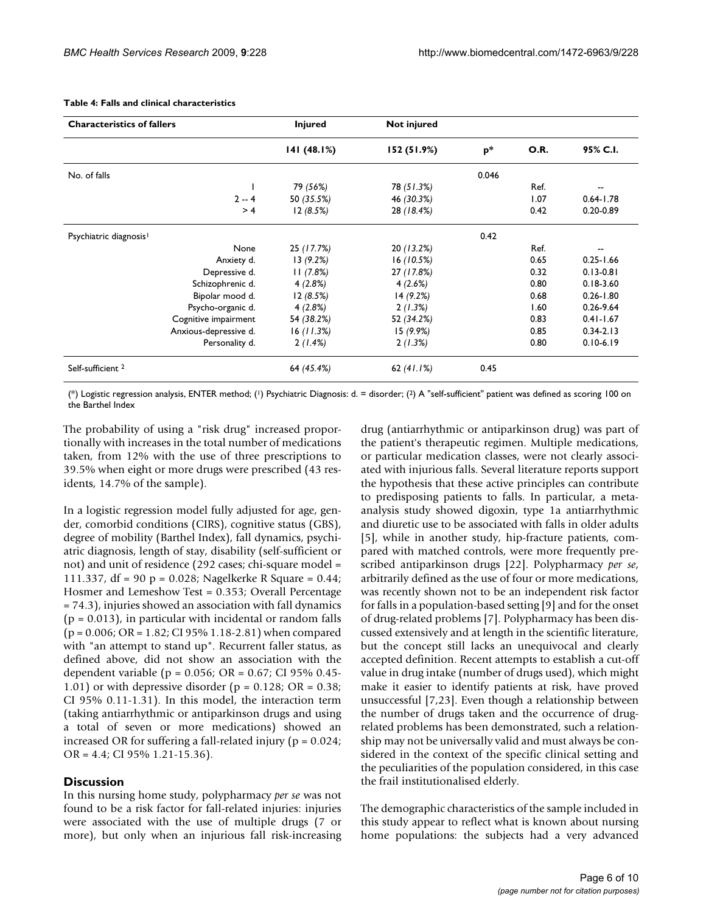**Table 4: Falls and clinical characteristics**

| Characteristics of fallers | Injured | Not injured | | | |
|---|---|---|---|---|---|
| | 141 (48.1%) | 152 (51.9%) | p* | O.R. | 95% C.I. |
| No. of falls | | | 0.046 | | |
| 1 | 79 *(56%)* | 78 *(51.3%)* | | Ref. | -- |
| 2 -- 4 | 50 *(35.5%)* | 46 *(30.3%)* | | 1.07 | 0.64-1.78 |
| > 4 | 12 *(8.5%)* | 28 *(18.4%)* | | 0.42 | 0.20-0.89 |
| Psychiatric diagnosis[1] | | | 0.42 | | |
| None | 25 *(17.7%)* | 20 *(13.2%)* | | Ref. | -- |
| Anxiety d. | 13 *(9.2%)* | 16 *(10.5%)* | | 0.65 | 0.25-1.66 |
| Depressive d. | 11 *(7.8%)* | 27 *(17.8%)* | | 0.32 | 0.13-0.81 |
| Schizophrenic d. | 4 *(2.8%)* | 4 *(2.6%)* | | 0.80 | 0.18-3.60 |
| Bipolar mood d. | 12 *(8.5%)* | 14 *(9.2%)* | | 0.68 | 0.26-1.80 |
| Psycho-organic d. | 4 *(2.8%)* | 2 *(1.3%)* | | 1.60 | 0.26-9.64 |
| Cognitive impairment | 54 *(38.2%)* | 52 *(34.2%)* | | 0.83 | 0.41-1.67 |
| Anxious-depressive d. | 16 *(11.3%)* | 15 *(9.9%)* | | 0.85 | 0.34-2.13 |
| Personality d. | 2 *(1.4%)* | 2 *(1.3%)* | | 0.80 | 0.10-6.19 |
| Self-sufficient [2] | 64 *(45.4%)* | 62 *(41.1%)* | 0.45 | | |

(*) Logistic regression analysis, ENTER method; (1) Psychiatric Diagnosis: d. = disorder; (2) A "self-sufficient" patient was defined as scoring 100 on the Barthel Index

The probability of using a "risk drug" increased proportionally with increases in the total number of medications taken, from 12% with the use of three prescriptions to 39.5% when eight or more drugs were prescribed (43 residents, 14.7% of the sample).

In a logistic regression model fully adjusted for age, gender, comorbid conditions (CIRS), cognitive status (GBS), degree of mobility (Barthel Index), fall dynamics, psychiatric diagnosis, length of stay, disability (self-sufficient or not) and unit of residence (292 cases; chi-square model = 111.337, df = 90 p = 0.028; Nagelkerke R Square = 0.44; Hosmer and Lemeshow Test = 0.353; Overall Percentage = 74.3), injuries showed an association with fall dynamics (p = 0.013), in particular with incidental or random falls (p = 0.006; OR = 1.82; CI 95% 1.18-2.81) when compared with "an attempt to stand up". Recurrent faller status, as defined above, did not show an association with the dependent variable (p = 0.056; OR = 0.67; CI 95% 0.45-1.01) or with depressive disorder (p = 0.128; OR = 0.38; CI 95% 0.11-1.31). In this model, the interaction term (taking antiarrhythmic or antiparkinson drugs and using a total of seven or more medications) showed an increased OR for suffering a fall-related injury (p = 0.024; OR = 4.4; CI 95% 1.21-15.36).

## Discussion

In this nursing home study, polypharmacy *per se* was not found to be a risk factor for fall-related injuries: injuries were associated with the use of multiple drugs (7 or more), but only when an injurious fall risk-increasing drug (antiarrhythmic or antiparkinson drug) was part of the patient's therapeutic regimen. Multiple medications, or particular medication classes, were not clearly associated with injurious falls. Several literature reports support the hypothesis that these active principles can contribute to predisposing patients to falls. In particular, a meta-analysis study showed digoxin, type 1a antiarrhythmic and diuretic use to be associated with falls in older adults [5], while in another study, hip-fracture patients, compared with matched controls, were more frequently prescribed antiparkinson drugs [22]. Polypharmacy *per se*, arbitrarily defined as the use of four or more medications, was recently shown not to be an independent risk factor for falls in a population-based setting [9] and for the onset of drug-related problems [7]. Polypharmacy has been discussed extensively and at length in the scientific literature, but the concept still lacks an unequivocal and clearly accepted definition. Recent attempts to establish a cut-off value in drug intake (number of drugs used), which might make it easier to identify patients at risk, have proved unsuccessful [7,23]. Even though a relationship between the number of drugs taken and the occurrence of drug-related problems has been demonstrated, such a relationship may not be universally valid and must always be considered in the context of the specific clinical setting and the peculiarities of the population considered, in this case the frail institutionalised elderly.

The demographic characteristics of the sample included in this study appear to reflect what is known about nursing home populations: the subjects had a very advanced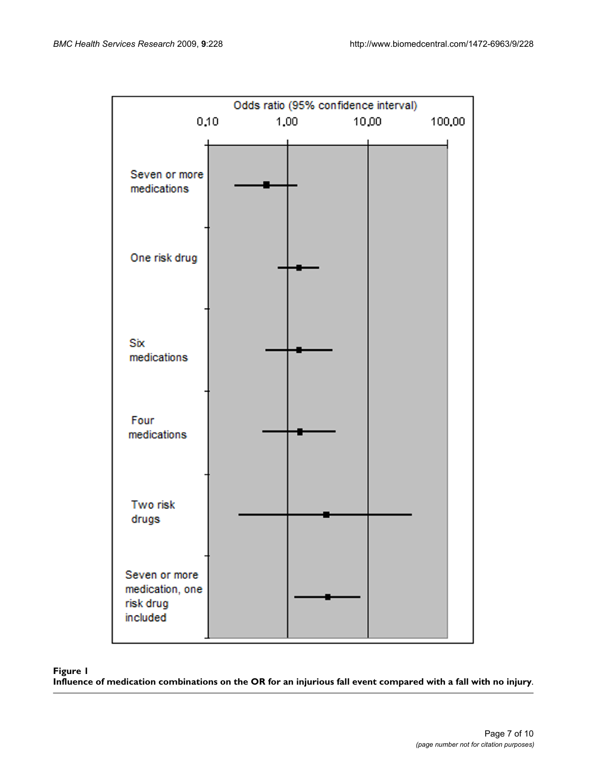**Figure 1**

**Influence of medication combinations on the OR for an injurious fall event compared with a fall with no injury.**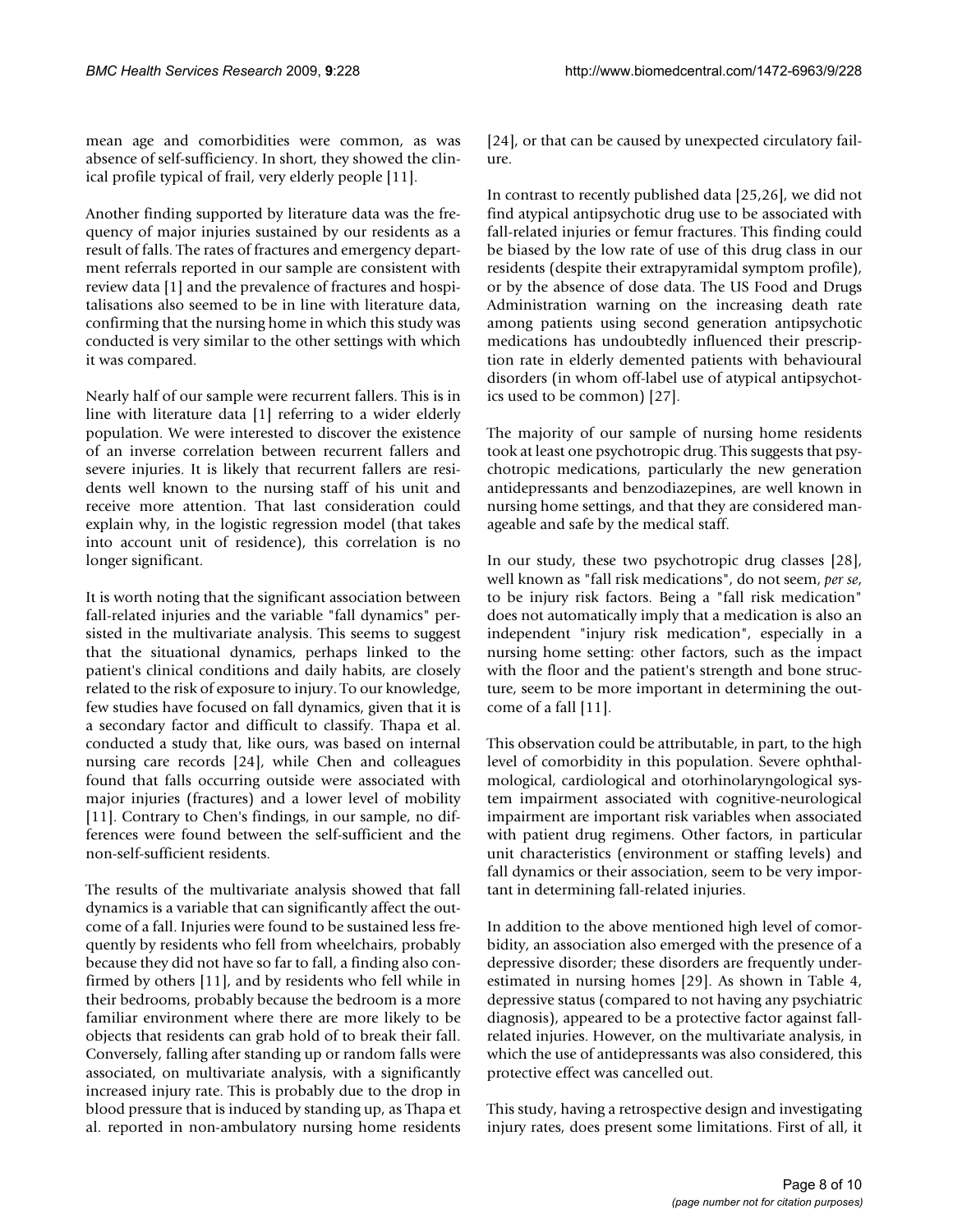mean age and comorbidities were common, as was absence of self-sufficiency. In short, they showed the clinical profile typical of frail, very elderly people [11].

Another finding supported by literature data was the frequency of major injuries sustained by our residents as a result of falls. The rates of fractures and emergency department referrals reported in our sample are consistent with review data [1] and the prevalence of fractures and hospitalisations also seemed to be in line with literature data, confirming that the nursing home in which this study was conducted is very similar to the other settings with which it was compared.

Nearly half of our sample were recurrent fallers. This is in line with literature data [1] referring to a wider elderly population. We were interested to discover the existence of an inverse correlation between recurrent fallers and severe injuries. It is likely that recurrent fallers are residents well known to the nursing staff of his unit and receive more attention. That last consideration could explain why, in the logistic regression model (that takes into account unit of residence), this correlation is no longer significant.

It is worth noting that the significant association between fall-related injuries and the variable "fall dynamics" persisted in the multivariate analysis. This seems to suggest that the situational dynamics, perhaps linked to the patient's clinical conditions and daily habits, are closely related to the risk of exposure to injury. To our knowledge, few studies have focused on fall dynamics, given that it is a secondary factor and difficult to classify. Thapa et al. conducted a study that, like ours, was based on internal nursing care records [24], while Chen and colleagues found that falls occurring outside were associated with major injuries (fractures) and a lower level of mobility [11]. Contrary to Chen's findings, in our sample, no differences were found between the self-sufficient and the non-self-sufficient residents.

The results of the multivariate analysis showed that fall dynamics is a variable that can significantly affect the outcome of a fall. Injuries were found to be sustained less frequently by residents who fell from wheelchairs, probably because they did not have so far to fall, a finding also confirmed by others [11], and by residents who fell while in their bedrooms, probably because the bedroom is a more familiar environment where there are more likely to be objects that residents can grab hold of to break their fall. Conversely, falling after standing up or random falls were associated, on multivariate analysis, with a significantly increased injury rate. This is probably due to the drop in blood pressure that is induced by standing up, as Thapa et al. reported in non-ambulatory nursing home residents [24], or that can be caused by unexpected circulatory failure.

In contrast to recently published data [25,26], we did not find atypical antipsychotic drug use to be associated with fall-related injuries or femur fractures. This finding could be biased by the low rate of use of this drug class in our residents (despite their extrapyramidal symptom profile), or by the absence of dose data. The US Food and Drugs Administration warning on the increasing death rate among patients using second generation antipsychotic medications has undoubtedly influenced their prescription rate in elderly demented patients with behavioural disorders (in whom off-label use of atypical antipsychotics used to be common) [27].

The majority of our sample of nursing home residents took at least one psychotropic drug. This suggests that psychotropic medications, particularly the new generation antidepressants and benzodiazepines, are well known in nursing home settings, and that they are considered manageable and safe by the medical staff.

In our study, these two psychotropic drug classes [28], well known as "fall risk medications", do not seem, *per se*, to be injury risk factors. Being a "fall risk medication" does not automatically imply that a medication is also an independent "injury risk medication", especially in a nursing home setting: other factors, such as the impact with the floor and the patient's strength and bone structure, seem to be more important in determining the outcome of a fall [11].

This observation could be attributable, in part, to the high level of comorbidity in this population. Severe ophthalmological, cardiological and otorhinolaryngological system impairment associated with cognitive-neurological impairment are important risk variables when associated with patient drug regimens. Other factors, in particular unit characteristics (environment or staffing levels) and fall dynamics or their association, seem to be very important in determining fall-related injuries.

In addition to the above mentioned high level of comorbidity, an association also emerged with the presence of a depressive disorder; these disorders are frequently underestimated in nursing homes [29]. As shown in Table 4, depressive status (compared to not having any psychiatric diagnosis), appeared to be a protective factor against fall-related injuries. However, on the multivariate analysis, in which the use of antidepressants was also considered, this protective effect was cancelled out.

This study, having a retrospective design and investigating injury rates, does present some limitations. First of all, it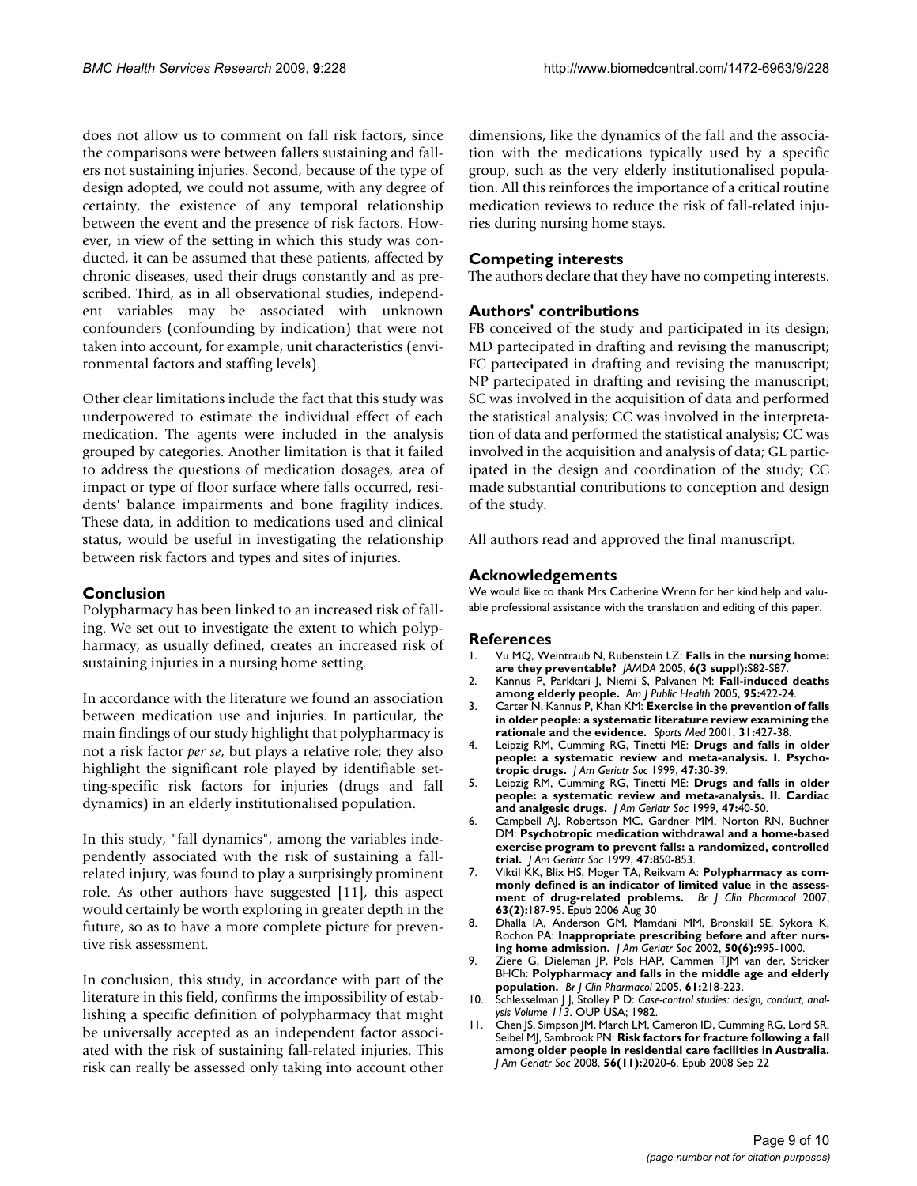does not allow us to comment on fall risk factors, since the comparisons were between fallers sustaining and fallers not sustaining injuries. Second, because of the type of design adopted, we could not assume, with any degree of certainty, the existence of any temporal relationship between the event and the presence of risk factors. However, in view of the setting in which this study was conducted, it can be assumed that these patients, affected by chronic diseases, used their drugs constantly and as prescribed. Third, as in all observational studies, independent variables may be associated with unknown confounders (confounding by indication) that were not taken into account, for example, unit characteristics (environmental factors and staffing levels).

Other clear limitations include the fact that this study was underpowered to estimate the individual effect of each medication. The agents were included in the analysis grouped by categories. Another limitation is that it failed to address the questions of medication dosages, area of impact or type of floor surface where falls occurred, residents' balance impairments and bone fragility indices. These data, in addition to medications used and clinical status, would be useful in investigating the relationship between risk factors and types and sites of injuries.

## Conclusion

Polypharmacy has been linked to an increased risk of falling. We set out to investigate the extent to which polypharmacy, as usually defined, creates an increased risk of sustaining injuries in a nursing home setting.

In accordance with the literature we found an association between medication use and injuries. In particular, the main findings of our study highlight that polypharmacy is not a risk factor *per se*, but plays a relative role; they also highlight the significant role played by identifiable setting-specific risk factors for injuries (drugs and fall dynamics) in an elderly institutionalised population.

In this study, "fall dynamics", among the variables independently associated with the risk of sustaining a fall-related injury, was found to play a surprisingly prominent role. As other authors have suggested [11], this aspect would certainly be worth exploring in greater depth in the future, so as to have a more complete picture for preventive risk assessment.

In conclusion, this study, in accordance with part of the literature in this field, confirms the impossibility of establishing a specific definition of polypharmacy that might be universally accepted as an independent factor associated with the risk of sustaining fall-related injuries. This risk can really be assessed only taking into account other dimensions, like the dynamics of the fall and the association with the medications typically used by a specific group, such as the very elderly institutionalised population. All this reinforces the importance of a critical routine medication reviews to reduce the risk of fall-related injuries during nursing home stays.

## Competing interests

The authors declare that they have no competing interests.

## Authors' contributions

FB conceived of the study and participated in its design; MD partecipated in drafting and revising the manuscript; FC partecipated in drafting and revising the manuscript; NP partecipated in drafting and revising the manuscript; SC was involved in the acquisition of data and performed the statistical analysis; CC was involved in the interpretation of data and performed the statistical analysis; CC was involved in the acquisition and analysis of data; GL participated in the design and coordination of the study; CC made substantial contributions to conception and design of the study.

All authors read and approved the final manuscript.

## Acknowledgements

We would like to thank Mrs Catherine Wrenn for her kind help and valuable professional assistance with the translation and editing of this paper.

## References

1. Vu MQ, Weintraub N, Rubenstein LZ: **Falls in the nursing home: are they preventable?** *JAMDA* 2005, **6(3 suppl):**S82-S87.
2. Kannus P, Parkkari J, Niemi S, Palvanen M: **Fall-induced deaths among elderly people.** *Am J Public Health* 2005, **95:**422-24.
3. Carter N, Kannus P, Khan KM: **Exercise in the prevention of falls in older people: a systematic literature review examining the rationale and the evidence.** *Sports Med* 2001, **31:**427-38.
4. Leipzig RM, Cumming RG, Tinetti ME: **Drugs and falls in older people: a systematic review and meta-analysis. I. Psychotropic drugs.** *J Am Geriatr Soc* 1999, **47:**30-39.
5. Leipzig RM, Cumming RG, Tinetti ME: **Drugs and falls in older people: a systematic review and meta-analysis. II. Cardiac and analgesic drugs.** *J Am Geriatr Soc* 1999, **47:**40-50.
6. Campbell AJ, Robertson MC, Gardner MM, Norton RN, Buchner DM: **Psychotropic medication withdrawal and a home-based exercise program to prevent falls: a randomized, controlled trial.** *J Am Geriatr Soc* 1999, **47:**850-853.
7. Viktil KK, Blix HS, Moger TA, Reikvam A: **Polypharmacy as commonly defined is an indicator of limited value in the assessment of drug-related problems.** *Br J Clin Pharmacol* 2007, **63(2):**187-95. Epub 2006 Aug 30
8. Dhalla IA, Anderson GM, Mamdani MM, Bronskill SE, Sykora K, Rochon PA: **Inappropriate prescribing before and after nursing home admission.** *J Am Geriatr Soc* 2002, **50(6):**995-1000.
9. Ziere G, Dieleman JP, Pols HAP, Cammen TJM van der, Stricker BHCh: **Polypharmacy and falls in the middle age and elderly population.** *Br J Clin Pharmacol* 2005, **61:**218-223.
10. Schlesselman J J, Stolley P D: *Case-control studies: design, conduct, analysis Volume 113*. OUP USA; 1982.
11. Chen JS, Simpson JM, March LM, Cameron ID, Cumming RG, Lord SR, Seibel MJ, Sambrook PN: **Risk factors for fracture following a fall among older people in residential care facilities in Australia.** *J Am Geriatr Soc* 2008, **56(11):**2020-6. Epub 2008 Sep 22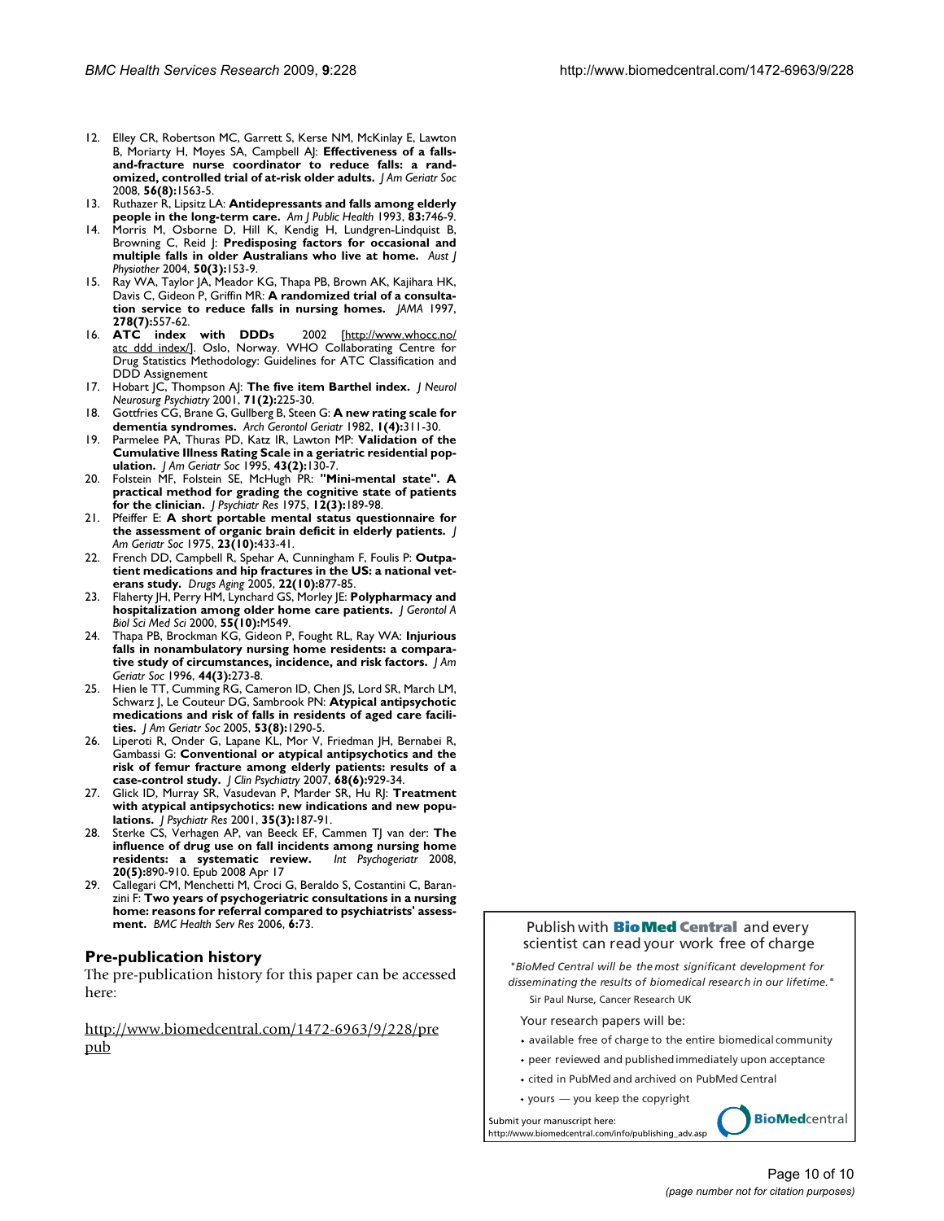12. Elley CR, Robertson MC, Garrett S, Kerse NM, McKinlay E, Lawton B, Moriarty H, Moyes SA, Campbell AJ: **Effectiveness of a falls-and-fracture nurse coordinator to reduce falls: a randomized, controlled trial of at-risk older adults.** *J Am Geriatr Soc* 2008, **56(8):**1563-5.
13. Ruthazer R, Lipsitz LA: **Antidepressants and falls among elderly people in the long-term care.** *Am J Public Health* 1993, **83:**746-9.
14. Morris M, Osborne D, Hill K, Kendig H, Lundgren-Lindquist B, Browning C, Reid J: **Predisposing factors for occasional and multiple falls in older Australians who live at home.** *Aust J Physiother* 2004, **50(3):**153-9.
15. Ray WA, Taylor JA, Meador KG, Thapa PB, Brown AK, Kajihara HK, Davis C, Gideon P, Griffin MR: **A randomized trial of a consultation service to reduce falls in nursing homes.** *JAMA* 1997, **278(7):**557-62.
16. **ATC index with DDDs** 2002 [http://www.whocc.no/atc_ddd_index/]. Oslo, Norway. WHO Collaborating Centre for Drug Statistics Methodology: Guidelines for ATC Classification and DDD Assignement
17. Hobart JC, Thompson AJ: **The five item Barthel index.** *J Neurol Neurosurg Psychiatry* 2001, **71(2):**225-30.
18. Gottfries CG, Brane G, Gullberg B, Steen G: **A new rating scale for dementia syndromes.** *Arch Gerontol Geriatr* 1982, **1(4):**311-30.
19. Parmelee PA, Thuras PD, Katz IR, Lawton MP: **Validation of the Cumulative Illness Rating Scale in a geriatric residential population.** *J Am Geriatr Soc* 1995, **43(2):**130-7.
20. Folstein MF, Folstein SE, McHugh PR: **"Mini-mental state". A practical method for grading the cognitive state of patients for the clinician.** *J Psychiatr Res* 1975, **12(3):**189-98.
21. Pfeiffer E: **A short portable mental status questionnaire for the assessment of organic brain deficit in elderly patients.** *J Am Geriatr Soc* 1975, **23(10):**433-41.
22. French DD, Campbell R, Spehar A, Cunningham F, Foulis P: **Outpatient medications and hip fractures in the US: a national veterans study.** *Drugs Aging* 2005, **22(10):**877-85.
23. Flaherty JH, Perry HM, Lynchard GS, Morley JE: **Polypharmacy and hospitalization among older home care patients.** *J Gerontol A Biol Sci Med Sci* 2000, **55(10):**M549.
24. Thapa PB, Brockman KG, Gideon P, Fought RL, Ray WA: **Injurious falls in nonambulatory nursing home residents: a comparative study of circumstances, incidence, and risk factors.** *J Am Geriatr Soc* 1996, **44(3):**273-8.
25. Hien le TT, Cumming RG, Cameron ID, Chen JS, Lord SR, March LM, Schwarz J, Le Couteur DG, Sambrook PN: **Atypical antipsychotic medications and risk of falls in residents of aged care facilities.** *J Am Geriatr Soc* 2005, **53(8):**1290-5.
26. Liperoti R, Onder G, Lapane KL, Mor V, Friedman JH, Bernabei R, Gambassi G: **Conventional or atypical antipsychotics and the risk of femur fracture among elderly patients: results of a case-control study.** *J Clin Psychiatry* 2007, **68(6):**929-34.
27. Glick ID, Murray SR, Vasudevan P, Marder SR, Hu RJ: **Treatment with atypical antipsychotics: new indications and new populations.** *J Psychiatr Res* 2001, **35(3):**187-91.
28. Sterke CS, Verhagen AP, van Beeck EF, Cammen TJ van der: **The influence of drug use on fall incidents among nursing home residents: a systematic review.** *Int Psychogeriatr* 2008, **20(5):**890-910. Epub 2008 Apr 17
29. Callegari CM, Menchetti M, Croci G, Beraldo S, Costantini C, Baranzini F: **Two years of psychogeriatric consultations in a nursing home: reasons for referral compared to psychiatrists' assessment.** *BMC Health Serv Res* 2006, **6:**73.

## Pre-publication history

The pre-publication history for this paper can be accessed here:

http://www.biomedcentral.com/1472-6963/9/228/prepub

Publish with **BioMed Central** and every scientist can read your work free of charge

*"BioMed Central will be the most significant development for disseminating the results of biomedical research in our lifetime."*

Sir Paul Nurse, Cancer Research UK

Your research papers will be:

- available free of charge to the entire biomedical community
- peer reviewed and published immediately upon acceptance
- cited in PubMed and archived on PubMed Central
- yours — you keep the copyright

Submit your manuscript here:
http://www.biomedcentral.com/info/publishing_adv.asp

BioMedcentral